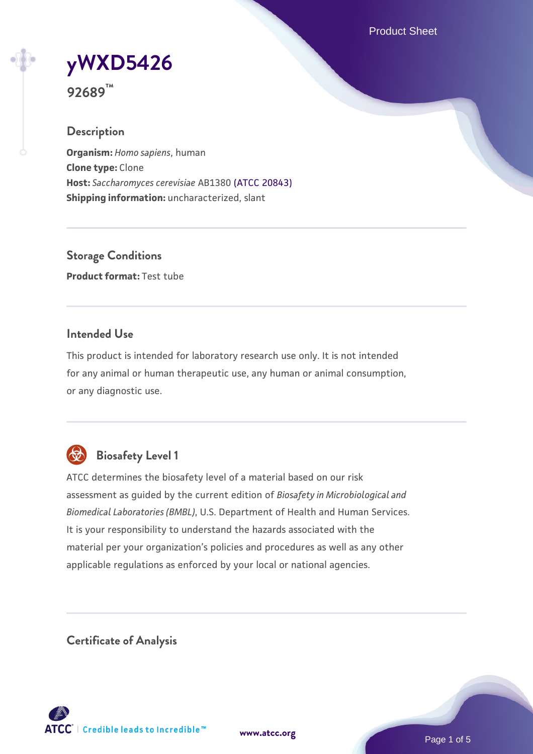# yWXD5426

**92689™**

## Description

**Organism:** *Homo sapiens*, human
**Clone type:** Clone
**Host:** *Saccharomyces cerevisiae* AB1380 (ATCC 20843)
**Shipping information:** uncharacterized, slant

## Storage Conditions

**Product format:** Test tube

## Intended Use

This product is intended for laboratory research use only. It is not intended for any animal or human therapeutic use, any human or animal consumption, or any diagnostic use.

## Biosafety Level 1

ATCC determines the biosafety level of a material based on our risk assessment as guided by the current edition of *Biosafety in Microbiological and Biomedical Laboratories (BMBL)*, U.S. Department of Health and Human Services. It is your responsibility to understand the hazards associated with the material per your organization's policies and procedures as well as any other applicable regulations as enforced by your local or national agencies.

## Certificate of Analysis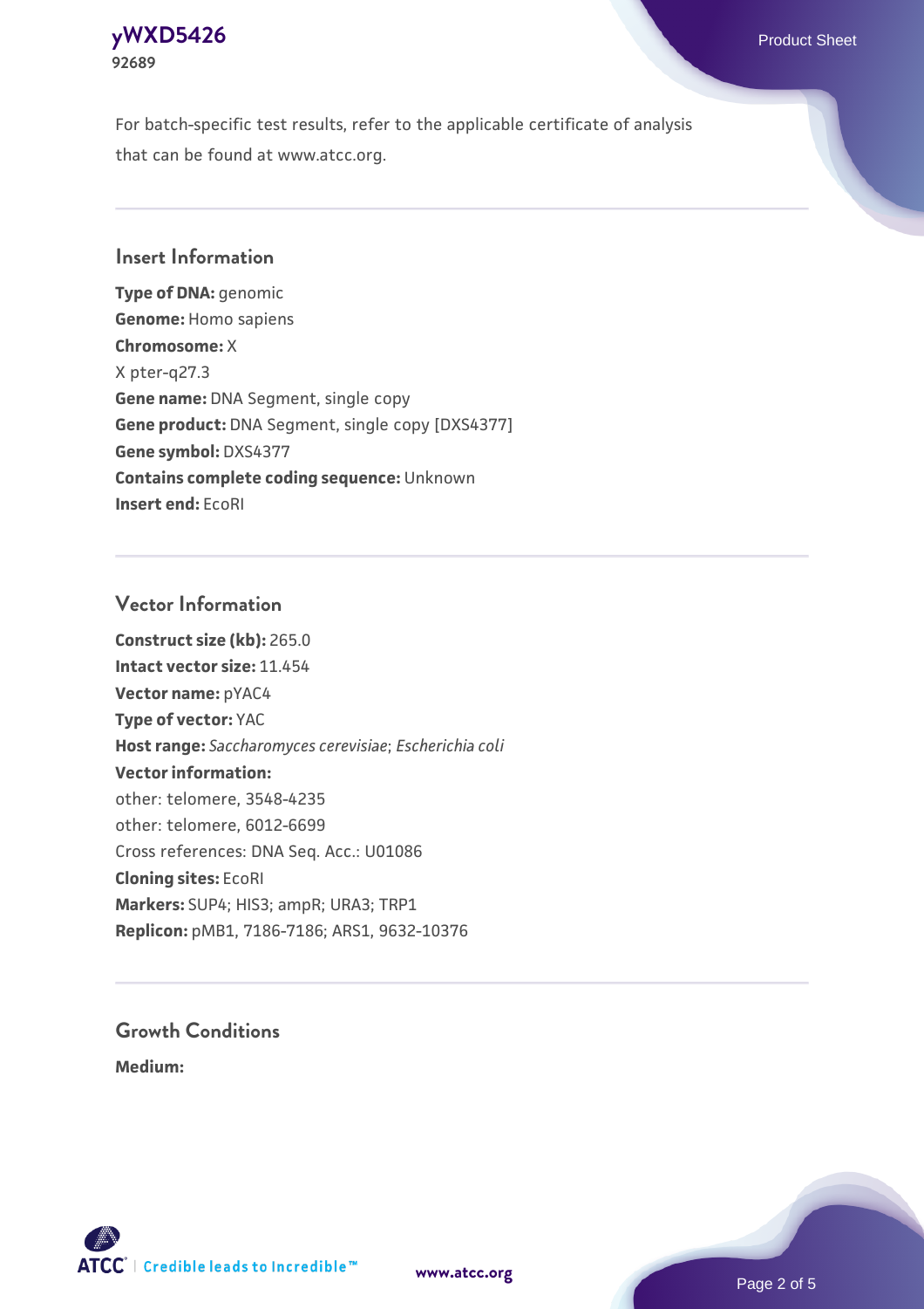For batch-specific test results, refer to the applicable certificate of analysis that can be found at www.atcc.org.

## Insert Information

**Type of DNA:** genomic
**Genome:** Homo sapiens
**Chromosome:** X
X pter-q27.3
**Gene name:** DNA Segment, single copy
**Gene product:** DNA Segment, single copy [DXS4377]
**Gene symbol:** DXS4377
**Contains complete coding sequence:** Unknown
**Insert end:** EcoRI

## Vector Information

**Construct size (kb):** 265.0
**Intact vector size:** 11.454
**Vector name:** pYAC4
**Type of vector:** YAC
**Host range:** *Saccharomyces cerevisiae*; *Escherichia coli*
**Vector information:**
other: telomere, 3548-4235
other: telomere, 6012-6699
Cross references: DNA Seq. Acc.: U01086
**Cloning sites:** EcoRI
**Markers:** SUP4; HIS3; ampR; URA3; TRP1
**Replicon:** pMB1, 7186-7186; ARS1, 9632-10376

## Growth Conditions

**Medium:**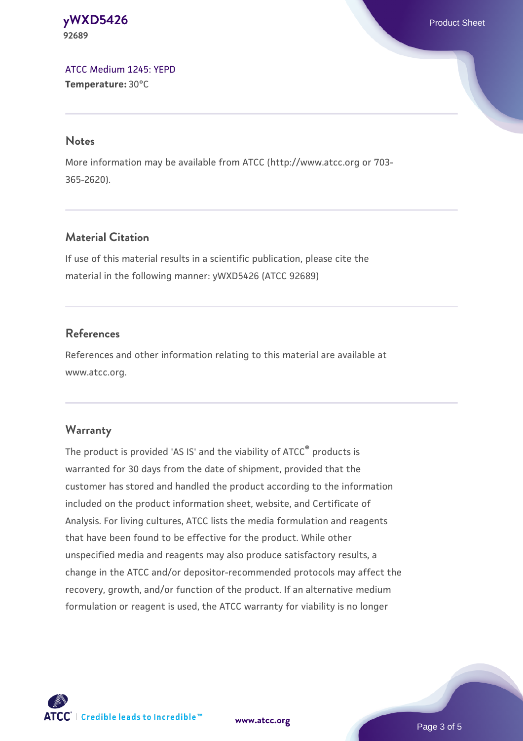[ATCC Medium 1245: YEPD](#)
**Temperature:** 30°C

## Notes

More information may be available from ATCC (http://www.atcc.org or 703-365-2620).

## Material Citation

If use of this material results in a scientific publication, please cite the material in the following manner: yWXD5426 (ATCC 92689)

## References

References and other information relating to this material are available at www.atcc.org.

## Warranty

The product is provided 'AS IS' and the viability of ATCC® products is warranted for 30 days from the date of shipment, provided that the customer has stored and handled the product according to the information included on the product information sheet, website, and Certificate of Analysis. For living cultures, ATCC lists the media formulation and reagents that have been found to be effective for the product. While other unspecified media and reagents may also produce satisfactory results, a change in the ATCC and/or depositor-recommended protocols may affect the recovery, growth, and/or function of the product. If an alternative medium formulation or reagent is used, the ATCC warranty for viability is no longer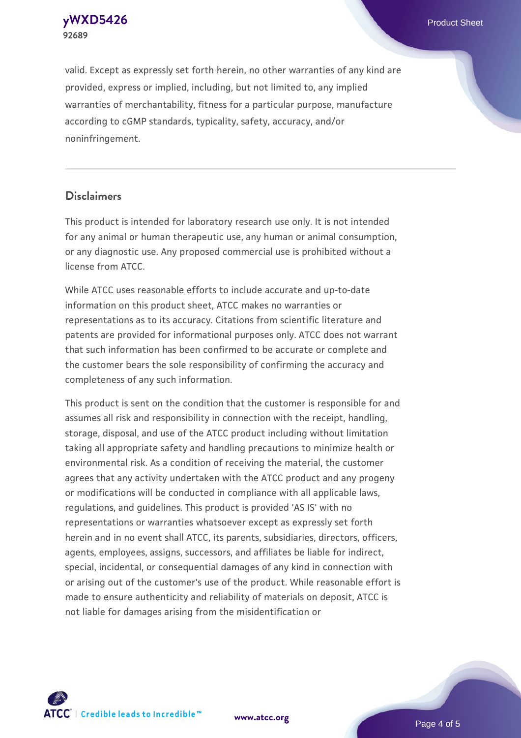valid. Except as expressly set forth herein, no other warranties of any kind are provided, express or implied, including, but not limited to, any implied warranties of merchantability, fitness for a particular purpose, manufacture according to cGMP standards, typicality, safety, accuracy, and/or noninfringement.

## Disclaimers

This product is intended for laboratory research use only. It is not intended for any animal or human therapeutic use, any human or animal consumption, or any diagnostic use. Any proposed commercial use is prohibited without a license from ATCC.

While ATCC uses reasonable efforts to include accurate and up-to-date information on this product sheet, ATCC makes no warranties or representations as to its accuracy. Citations from scientific literature and patents are provided for informational purposes only. ATCC does not warrant that such information has been confirmed to be accurate or complete and the customer bears the sole responsibility of confirming the accuracy and completeness of any such information.

This product is sent on the condition that the customer is responsible for and assumes all risk and responsibility in connection with the receipt, handling, storage, disposal, and use of the ATCC product including without limitation taking all appropriate safety and handling precautions to minimize health or environmental risk. As a condition of receiving the material, the customer agrees that any activity undertaken with the ATCC product and any progeny or modifications will be conducted in compliance with all applicable laws, regulations, and guidelines. This product is provided 'AS IS' with no representations or warranties whatsoever except as expressly set forth herein and in no event shall ATCC, its parents, subsidiaries, directors, officers, agents, employees, assigns, successors, and affiliates be liable for indirect, special, incidental, or consequential damages of any kind in connection with or arising out of the customer's use of the product. While reasonable effort is made to ensure authenticity and reliability of materials on deposit, ATCC is not liable for damages arising from the misidentification or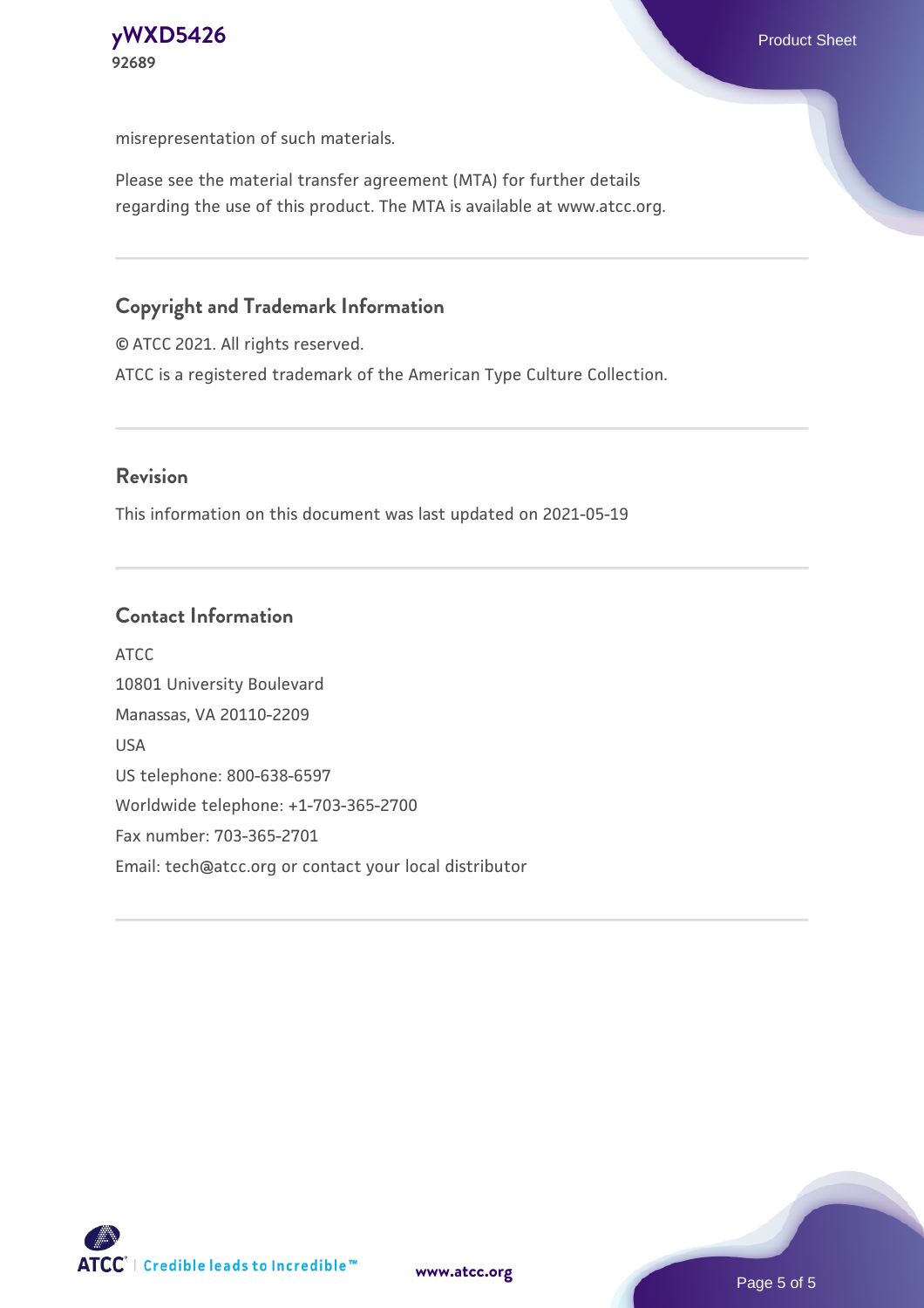misrepresentation of such materials.

Please see the material transfer agreement (MTA) for further details regarding the use of this product. The MTA is available at www.atcc.org.

## Copyright and Trademark Information

© ATCC 2021. All rights reserved.

ATCC is a registered trademark of the American Type Culture Collection.

## Revision

This information on this document was last updated on 2021-05-19

## Contact Information

ATCC
10801 University Boulevard
Manassas, VA 20110-2209
USA
US telephone: 800-638-6597
Worldwide telephone: +1-703-365-2700
Fax number: 703-365-2701
Email: tech@atcc.org or contact your local distributor